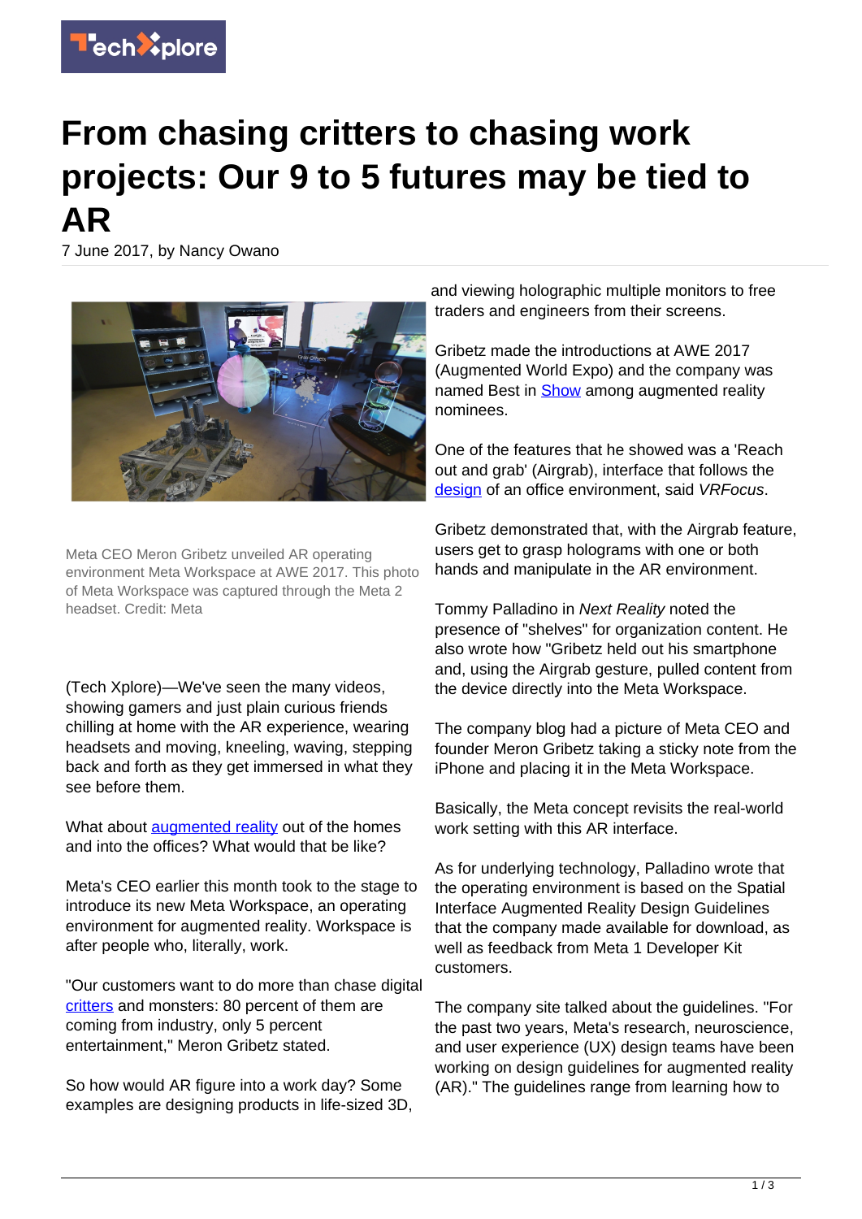# From chasing critters to chasing work projects: Our 9 to 5 futures may be tied to AR

7 June 2017, by Nancy Owano

Meta CEO Meron Gribetz unveiled AR operating environment Meta Workspace at AWE 2017. This photo of Meta Workspace was captured through the Meta 2 headset. Credit: Meta

(Tech Xplore)—We've seen the many videos, showing gamers and just plain curious friends chilling at home with the AR experience, wearing headsets and moving, kneeling, waving, stepping back and forth as they get immersed in what they see before them.

What about augmented reality out of the homes and into the offices? What would that be like?

Meta's CEO earlier this month took to the stage to introduce its new Meta Workspace, an operating environment for augmented reality. Workspace is after people who, literally, work.

"Our customers want to do more than chase digital critters and monsters: 80 percent of them are coming from industry, only 5 percent entertainment," Meron Gribetz stated.

So how would AR figure into a work day? Some examples are designing products in life-sized 3D, and viewing holographic multiple monitors to free traders and engineers from their screens.

Gribetz made the introductions at AWE 2017 (Augmented World Expo) and the company was named Best in Show among augmented reality nominees.

One of the features that he showed was a 'Reach out and grab' (Airgrab), interface that follows the design of an office environment, said *VRFocus*.

Gribetz demonstrated that, with the Airgrab feature, users get to grasp holograms with one or both hands and manipulate in the AR environment.

Tommy Palladino in *Next Reality* noted the presence of "shelves" for organization content. He also wrote how "Gribetz held out his smartphone and, using the Airgrab gesture, pulled content from the device directly into the Meta Workspace.

The company blog had a picture of Meta CEO and founder Meron Gribetz taking a sticky note from the iPhone and placing it in the Meta Workspace.

Basically, the Meta concept revisits the real-world work setting with this AR interface.

As for underlying technology, Palladino wrote that the operating environment is based on the Spatial Interface Augmented Reality Design Guidelines that the company made available for download, as well as feedback from Meta 1 Developer Kit customers.

The company site talked about the guidelines. "For the past two years, Meta's research, neuroscience, and user experience (UX) design teams have been working on design guidelines for augmented reality (AR)." The guidelines range from learning how to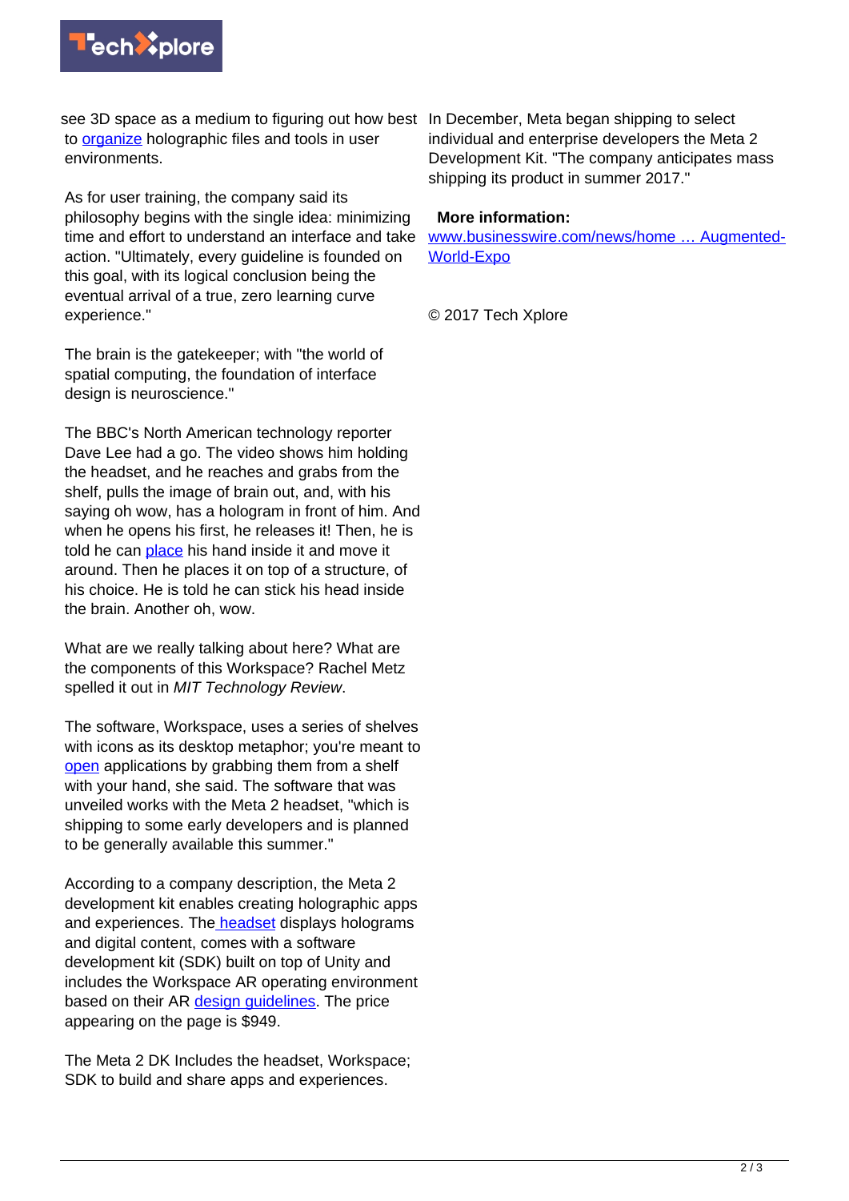see 3D space as a medium to figuring out how best to organize holographic files and tools in user environments.

As for user training, the company said its philosophy begins with the single idea: minimizing time and effort to understand an interface and take action. "Ultimately, every guideline is founded on this goal, with its logical conclusion being the eventual arrival of a true, zero learning curve experience."

The brain is the gatekeeper; with "the world of spatial computing, the foundation of interface design is neuroscience."

The BBC's North American technology reporter Dave Lee had a go. The video shows him holding the headset, and he reaches and grabs from the shelf, pulls the image of brain out, and, with his saying oh wow, has a hologram in front of him. And when he opens his first, he releases it! Then, he is told he can place his hand inside it and move it around. Then he places it on top of a structure, of his choice. He is told he can stick his head inside the brain. Another oh, wow.

What are we really talking about here? What are the components of this Workspace? Rachel Metz spelled it out in *MIT Technology Review*.

The software, Workspace, uses a series of shelves with icons as its desktop metaphor; you're meant to open applications by grabbing them from a shelf with your hand, she said. The software that was unveiled works with the Meta 2 headset, "which is shipping to some early developers and is planned to be generally available this summer."

According to a company description, the Meta 2 development kit enables creating holographic apps and experiences. The headset displays holograms and digital content, comes with a software development kit (SDK) built on top of Unity and includes the Workspace AR operating environment based on their AR design guidelines. The price appearing on the page is $949.

The Meta 2 DK Includes the headset, Workspace; SDK to build and share apps and experiences.

In December, Meta began shipping to select individual and enterprise developers the Meta 2 Development Kit. "The company anticipates mass shipping its product in summer 2017."

**More information:** www.businesswire.com/news/home … Augmented-World-Expo

© 2017 Tech Xplore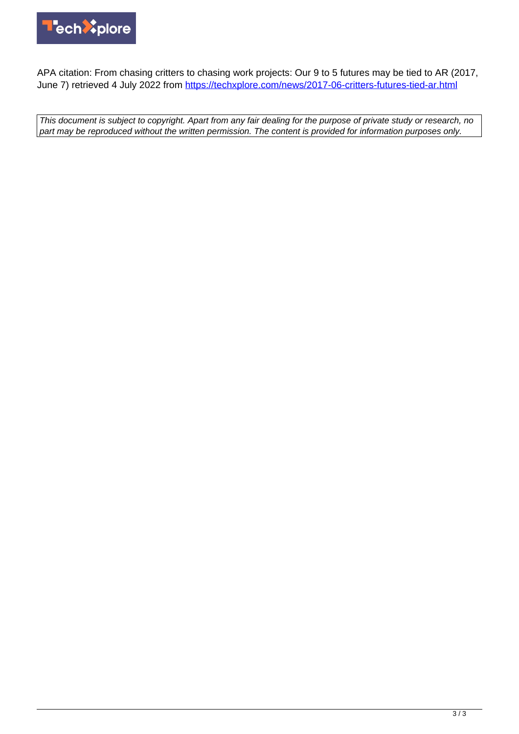APA citation: From chasing critters to chasing work projects: Our 9 to 5 futures may be tied to AR (2017, June 7) retrieved 4 July 2022 from https://techxplore.com/news/2017-06-critters-futures-tied-ar.html

*This document is subject to copyright. Apart from any fair dealing for the purpose of private study or research, no part may be reproduced without the written permission. The content is provided for information purposes only.*